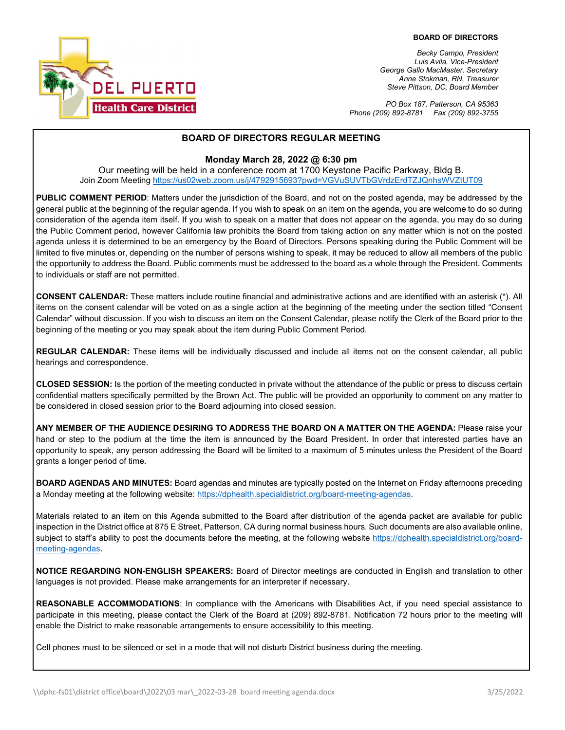DEL PUERTO
Health Care District

**BOARD OF DIRECTORS**

*Becky Campo, President*
*Luis Avila, Vice-President*
*George Gallo MacMaster, Secretary*
*Anne Stokman, RN, Treasurer*
*Steve Pittson, DC, Board Member*

*PO Box 187, Patterson, CA 95363*
*Phone (209) 892-8781 Fax (209) 892-3755*

## BOARD OF DIRECTORS REGULAR MEETING

**Monday March 28, 2022 @ 6:30 pm**

Our meeting will be held in a conference room at 1700 Keystone Pacific Parkway, Bldg B.
Join Zoom Meeting https://us02web.zoom.us/j/4792915693?pwd=VGVuSUVTbGVrdzErdTZJQnhsWVZtUT09

**PUBLIC COMMENT PERIOD**: Matters under the jurisdiction of the Board, and not on the posted agenda, may be addressed by the general public at the beginning of the regular agenda. If you wish to speak on an item on the agenda, you are welcome to do so during consideration of the agenda item itself. If you wish to speak on a matter that does not appear on the agenda, you may do so during the Public Comment period, however California law prohibits the Board from taking action on any matter which is not on the posted agenda unless it is determined to be an emergency by the Board of Directors. Persons speaking during the Public Comment will be limited to five minutes or, depending on the number of persons wishing to speak, it may be reduced to allow all members of the public the opportunity to address the Board. Public comments must be addressed to the board as a whole through the President. Comments to individuals or staff are not permitted.

**CONSENT CALENDAR:** These matters include routine financial and administrative actions and are identified with an asterisk (*). All items on the consent calendar will be voted on as a single action at the beginning of the meeting under the section titled "Consent Calendar" without discussion. If you wish to discuss an item on the Consent Calendar, please notify the Clerk of the Board prior to the beginning of the meeting or you may speak about the item during Public Comment Period.

**REGULAR CALENDAR:** These items will be individually discussed and include all items not on the consent calendar, all public hearings and correspondence.

**CLOSED SESSION:** Is the portion of the meeting conducted in private without the attendance of the public or press to discuss certain confidential matters specifically permitted by the Brown Act. The public will be provided an opportunity to comment on any matter to be considered in closed session prior to the Board adjourning into closed session.

**ANY MEMBER OF THE AUDIENCE DESIRING TO ADDRESS THE BOARD ON A MATTER ON THE AGENDA:** Please raise your hand or step to the podium at the time the item is announced by the Board President. In order that interested parties have an opportunity to speak, any person addressing the Board will be limited to a maximum of 5 minutes unless the President of the Board grants a longer period of time.

**BOARD AGENDAS AND MINUTES:** Board agendas and minutes are typically posted on the Internet on Friday afternoons preceding a Monday meeting at the following website: https://dphealth.specialdistrict.org/board-meeting-agendas.

Materials related to an item on this Agenda submitted to the Board after distribution of the agenda packet are available for public inspection in the District office at 875 E Street, Patterson, CA during normal business hours. Such documents are also available online, subject to staff's ability to post the documents before the meeting, at the following website https://dphealth.specialdistrict.org/board-meeting-agendas.

**NOTICE REGARDING NON-ENGLISH SPEAKERS:** Board of Director meetings are conducted in English and translation to other languages is not provided. Please make arrangements for an interpreter if necessary.

**REASONABLE ACCOMMODATIONS**: In compliance with the Americans with Disabilities Act, if you need special assistance to participate in this meeting, please contact the Clerk of the Board at (209) 892-8781. Notification 72 hours prior to the meeting will enable the District to make reasonable arrangements to ensure accessibility to this meeting.

Cell phones must to be silenced or set in a mode that will not disturb District business during the meeting.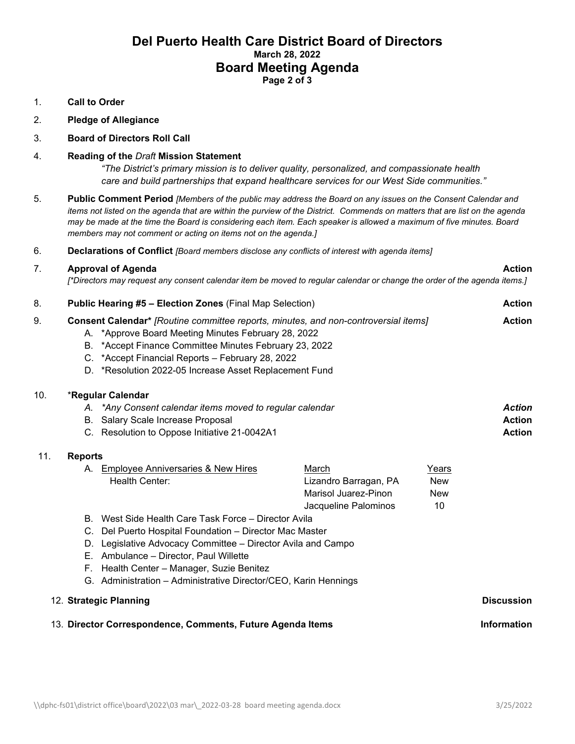# Del Puerto Health Care District Board of Directors

**March 28, 2022**

## Board Meeting Agenda

1. **Call to Order**
2. **Pledge of Allegiance**
3. **Board of Directors Roll Call**
4. **Reading of the *Draft* Mission Statement**

   *"The District's primary mission is to deliver quality, personalized, and compassionate health care and build partnerships that expand healthcare services for our West Side communities."*

5. **Public Comment Period** *[Members of the public may address the Board on any issues on the Consent Calendar and items not listed on the agenda that are within the purview of the District. Commends on matters that are list on the agenda may be made at the time the Board is considering each item. Each speaker is allowed a maximum of five minutes. Board members may not comment or acting on items not on the agenda.]*
6. **Declarations of Conflict** *[Board members disclose any conflicts of interest with agenda items]*
7. **Approval of Agenda** — **Action**

   *[\*Directors may request any consent calendar item be moved to regular calendar or change the order of the agenda items.]*

8. **Public Hearing #5 – Election Zones** (Final Map Selection) — **Action**
9. **Consent Calendar\*** *[Routine committee reports, minutes, and non-controversial items]* — **Action**
   - A. \*Approve Board Meeting Minutes February 28, 2022
   - B. \*Accept Finance Committee Minutes February 23, 2022
   - C. \*Accept Financial Reports – February 28, 2022
   - D. \*Resolution 2022-05 Increase Asset Replacement Fund
10. \***Regular Calendar**
    - A. *\*Any Consent calendar items moved to regular calendar* — ***Action***
    - B. Salary Scale Increase Proposal — **Action**
    - C. Resolution to Oppose Initiative 21-0042A1 — **Action**
11. **Reports**
    - A. Employee Anniversaries & New Hires

| Employee Anniversaries & New Hires | March | Years |
|---|---|---|
| Health Center: | Lizandro Barragan, PA | New |
| | Marisol Juarez-Pinon | New |
| | Jacqueline Palominos | 10 |

    - B. West Side Health Care Task Force – Director Avila
    - C. Del Puerto Hospital Foundation – Director Mac Master
    - D. Legislative Advocacy Committee – Director Avila and Campo
    - E. Ambulance – Director, Paul Willette
    - F. Health Center – Manager, Suzie Benitez
    - G. Administration – Administrative Director/CEO, Karin Hennings
12. **Strategic Planning** — **Discussion**
13. **Director Correspondence, Comments, Future Agenda Items** — **Information**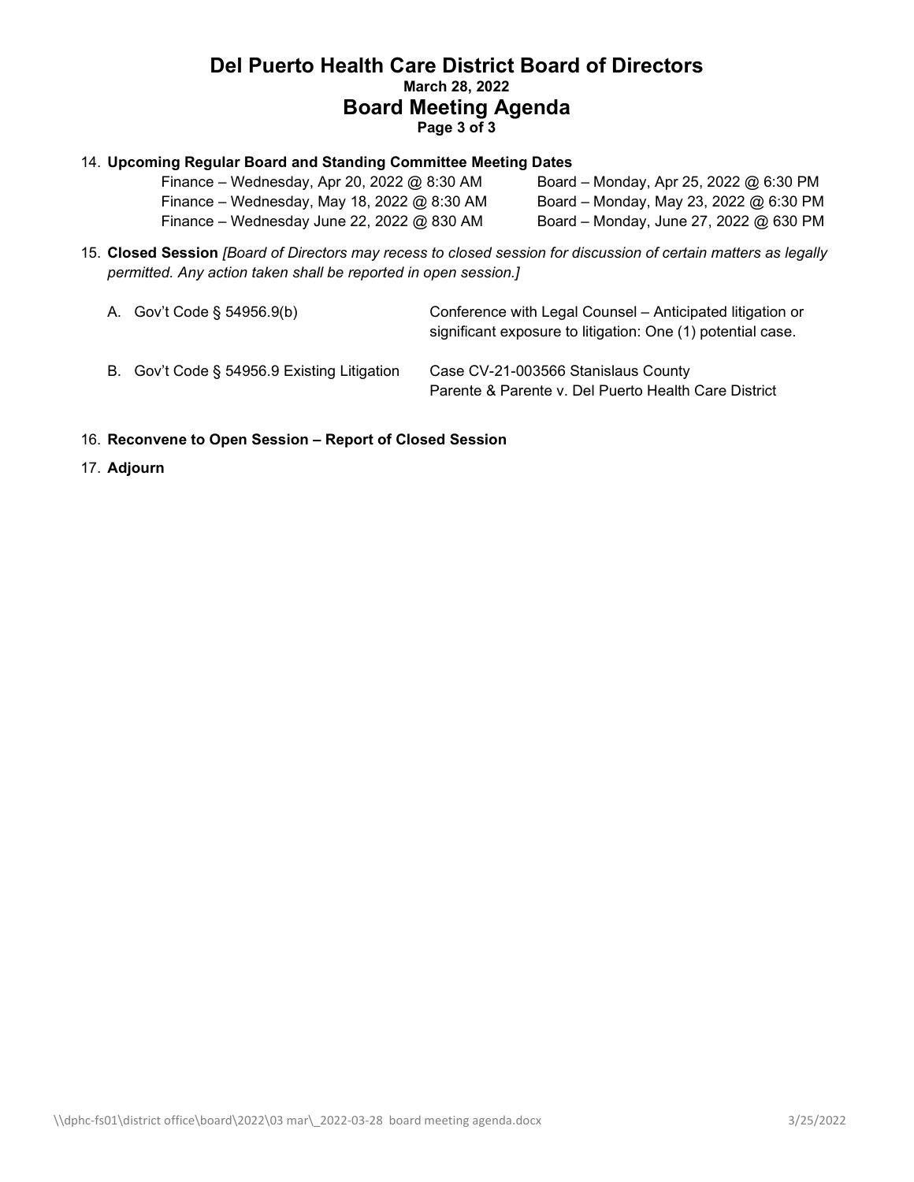# Del Puerto Health Care District Board of Directors

**March 28, 2022**

## Board Meeting Agenda

14. **Upcoming Regular Board and Standing Committee Meeting Dates**

| | |
|---|---|
| Finance – Wednesday, Apr 20, 2022 @ 8:30 AM | Board – Monday, Apr 25, 2022 @ 6:30 PM |
| Finance – Wednesday, May 18, 2022 @ 8:30 AM | Board – Monday, May 23, 2022 @ 6:30 PM |
| Finance – Wednesday June 22, 2022 @ 830 AM | Board – Monday, June 27, 2022 @ 630 PM |

15. **Closed Session** *[Board of Directors may recess to closed session for discussion of certain matters as legally permitted. Any action taken shall be reported in open session.]*

| | |
|---|---|
| A. Gov't Code § 54956.9(b) | Conference with Legal Counsel – Anticipated litigation or significant exposure to litigation: One (1) potential case. |
| B. Gov't Code § 54956.9 Existing Litigation | Case CV-21-003566 Stanislaus County<br>Parente & Parente v. Del Puerto Health Care District |

16. **Reconvene to Open Session – Report of Closed Session**

17. **Adjourn**